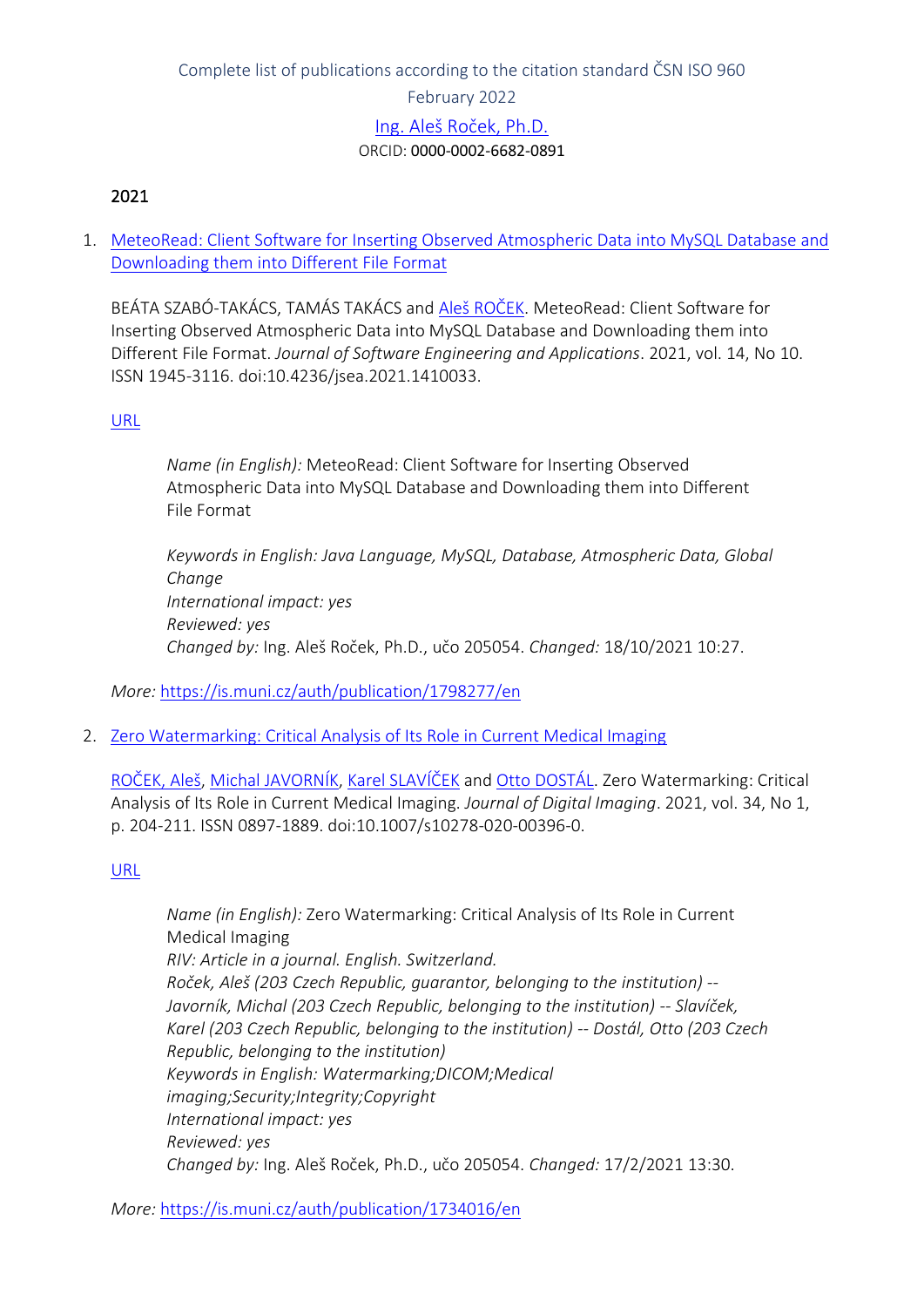Complete list of publications according to the citation standard ČSN ISO 960

February 2022

Ing. Aleš Roček, Ph.D.

ORCID: 0000-0002-6682-0891

## 2021

1. MeteoRead: Client Software for Inserting Observed Atmospheric Data into MySQL Database and Downloading them into Different File Format

   BEÁTA SZABÓ-TAKÁCS, TAMÁS TAKÁCS and Aleš ROČEK. MeteoRead: Client Software for Inserting Observed Atmospheric Data into MySQL Database and Downloading them into Different File Format. *Journal of Software Engineering and Applications*. 2021, vol. 14, No 10. ISSN 1945-3116. doi:10.4236/jsea.2021.1410033.

   URL

   > *Name (in English):* MeteoRead: Client Software for Inserting Observed Atmospheric Data into MySQL Database and Downloading them into Different File Format
   >
   > *Keywords in English: Java Language, MySQL, Database, Atmospheric Data, Global Change*
   > *International impact: yes*
   > *Reviewed: yes*
   > *Changed by:* Ing. Aleš Roček, Ph.D., učo 205054. *Changed:* 18/10/2021 10:27.

   *More:* https://is.muni.cz/auth/publication/1798277/en

2. Zero Watermarking: Critical Analysis of Its Role in Current Medical Imaging

   ROČEK, Aleš, Michal JAVORNÍK, Karel SLAVÍČEK and Otto DOSTÁL. Zero Watermarking: Critical Analysis of Its Role in Current Medical Imaging. *Journal of Digital Imaging*. 2021, vol. 34, No 1, p. 204-211. ISSN 0897-1889. doi:10.1007/s10278-020-00396-0.

   URL

   > *Name (in English):* Zero Watermarking: Critical Analysis of Its Role in Current Medical Imaging
   > *RIV: Article in a journal. English. Switzerland.*
   > *Roček, Aleš (203 Czech Republic, guarantor, belonging to the institution) -- Javorník, Michal (203 Czech Republic, belonging to the institution) -- Slavíček, Karel (203 Czech Republic, belonging to the institution) -- Dostál, Otto (203 Czech Republic, belonging to the institution)*
   > *Keywords in English: Watermarking;DICOM;Medical imaging;Security;Integrity;Copyright*
   > *International impact: yes*
   > *Reviewed: yes*
   > *Changed by:* Ing. Aleš Roček, Ph.D., učo 205054. *Changed:* 17/2/2021 13:30.

   *More:* https://is.muni.cz/auth/publication/1734016/en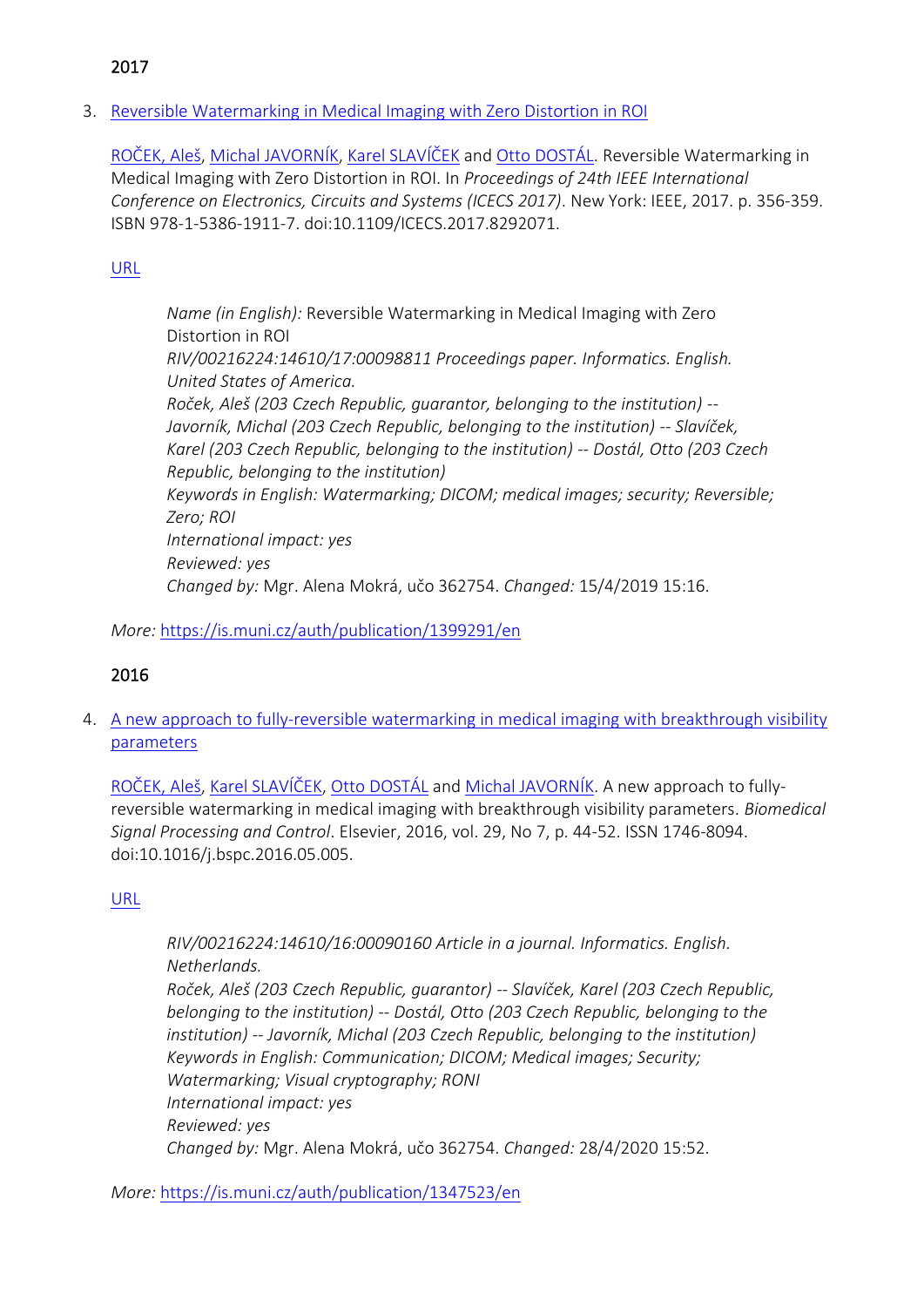## 2017

3. [Reversible Watermarking in Medical Imaging with Zero Distortion in ROI]()

   [ROČEK, Aleš](), [Michal JAVORNÍK](), [Karel SLAVÍČEK]() and [Otto DOSTÁL](). Reversible Watermarking in Medical Imaging with Zero Distortion in ROI. In *Proceedings of 24th IEEE International Conference on Electronics, Circuits and Systems (ICECS 2017)*. New York: IEEE, 2017. p. 356-359. ISBN 978-1-5386-1911-7. doi:10.1109/ICECS.2017.8292071.

   [URL]()

   > *Name (in English):* Reversible Watermarking in Medical Imaging with Zero Distortion in ROI
   > *RIV/00216224:14610/17:00098811 Proceedings paper. Informatics. English. United States of America.*
   > *Roček, Aleš (203 Czech Republic, guarantor, belonging to the institution) -- Javorník, Michal (203 Czech Republic, belonging to the institution) -- Slavíček, Karel (203 Czech Republic, belonging to the institution) -- Dostál, Otto (203 Czech Republic, belonging to the institution)*
   > *Keywords in English: Watermarking; DICOM; medical images; security; Reversible; Zero; ROI*
   > *International impact: yes*
   > *Reviewed: yes*
   > *Changed by:* Mgr. Alena Mokrá, učo 362754. *Changed:* 15/4/2019 15:16.

   *More:* [https://is.muni.cz/auth/publication/1399291/en](https://is.muni.cz/auth/publication/1399291/en)

## 2016

4. [A new approach to fully-reversible watermarking in medical imaging with breakthrough visibility parameters]()

   [ROČEK, Aleš](), [Karel SLAVÍČEK](), [Otto DOSTÁL]() and [Michal JAVORNÍK](). A new approach to fully-reversible watermarking in medical imaging with breakthrough visibility parameters. *Biomedical Signal Processing and Control*. Elsevier, 2016, vol. 29, No 7, p. 44-52. ISSN 1746-8094. doi:10.1016/j.bspc.2016.05.005.

   [URL]()

   > *RIV/00216224:14610/16:00090160 Article in a journal. Informatics. English. Netherlands.*
   > *Roček, Aleš (203 Czech Republic, guarantor) -- Slavíček, Karel (203 Czech Republic, belonging to the institution) -- Dostál, Otto (203 Czech Republic, belonging to the institution) -- Javorník, Michal (203 Czech Republic, belonging to the institution)*
   > *Keywords in English: Communication; DICOM; Medical images; Security; Watermarking; Visual cryptography; RONI*
   > *International impact: yes*
   > *Reviewed: yes*
   > *Changed by:* Mgr. Alena Mokrá, učo 362754. *Changed:* 28/4/2020 15:52.

   *More:* [https://is.muni.cz/auth/publication/1347523/en](https://is.muni.cz/auth/publication/1347523/en)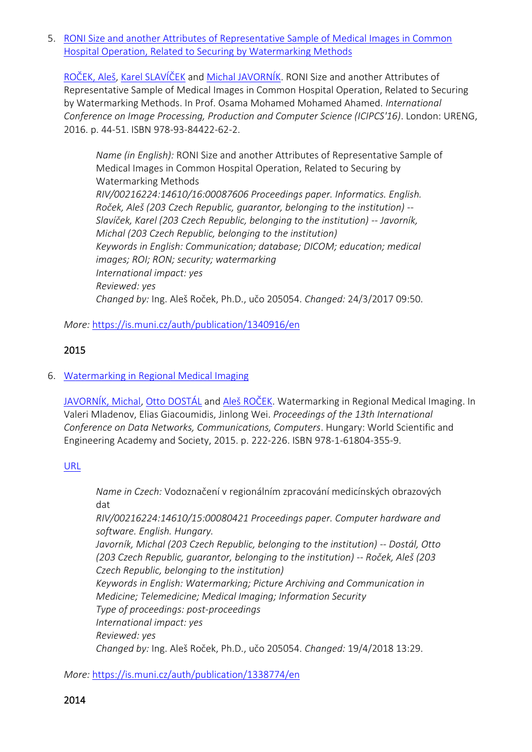5. [RONI Size and another Attributes of Representative Sample of Medical Images in Common Hospital Operation, Related to Securing by Watermarking Methods]

   [ROČEK, Aleš], [Karel SLAVÍČEK] and [Michal JAVORNÍK]. RONI Size and another Attributes of Representative Sample of Medical Images in Common Hospital Operation, Related to Securing by Watermarking Methods. In Prof. Osama Mohamed Mohamed Ahamed. *International Conference on Image Processing, Production and Computer Science (ICIPCS'16)*. London: URENG, 2016. p. 44-51. ISBN 978-93-84422-62-2.

   > *Name (in English):* RONI Size and another Attributes of Representative Sample of Medical Images in Common Hospital Operation, Related to Securing by Watermarking Methods
   > *RIV/00216224:14610/16:00087606 Proceedings paper. Informatics. English.*
   > *Roček, Aleš (203 Czech Republic, guarantor, belonging to the institution) -- Slavíček, Karel (203 Czech Republic, belonging to the institution) -- Javorník, Michal (203 Czech Republic, belonging to the institution)*
   > *Keywords in English: Communication; database; DICOM; education; medical images; ROI; RON; security; watermarking*
   > *International impact: yes*
   > *Reviewed: yes*
   > *Changed by:* Ing. Aleš Roček, Ph.D., učo 205054. *Changed:* 24/3/2017 09:50.

   *More:* https://is.muni.cz/auth/publication/1340916/en

## 2015

6. [Watermarking in Regional Medical Imaging]

   [JAVORNÍK, Michal], [Otto DOSTÁL] and [Aleš ROČEK]. Watermarking in Regional Medical Imaging. In Valeri Mladenov, Elias Giacoumidis, Jinlong Wei. *Proceedings of the 13th International Conference on Data Networks, Communications, Computers*. Hungary: World Scientific and Engineering Academy and Society, 2015. p. 222-226. ISBN 978-1-61804-355-9.

   [URL]

   > *Name in Czech:* Vodoznačení v regionálním zpracování medicínských obrazových dat
   > *RIV/00216224:14610/15:00080421 Proceedings paper. Computer hardware and software. English. Hungary.*
   > *Javorník, Michal (203 Czech Republic, belonging to the institution) -- Dostál, Otto (203 Czech Republic, guarantor, belonging to the institution) -- Roček, Aleš (203 Czech Republic, belonging to the institution)*
   > *Keywords in English: Watermarking; Picture Archiving and Communication in Medicine; Telemedicine; Medical Imaging; Information Security*
   > *Type of proceedings: post-proceedings*
   > *International impact: yes*
   > *Reviewed: yes*
   > *Changed by:* Ing. Aleš Roček, Ph.D., učo 205054. *Changed:* 19/4/2018 13:29.

   *More:* https://is.muni.cz/auth/publication/1338774/en

## 2014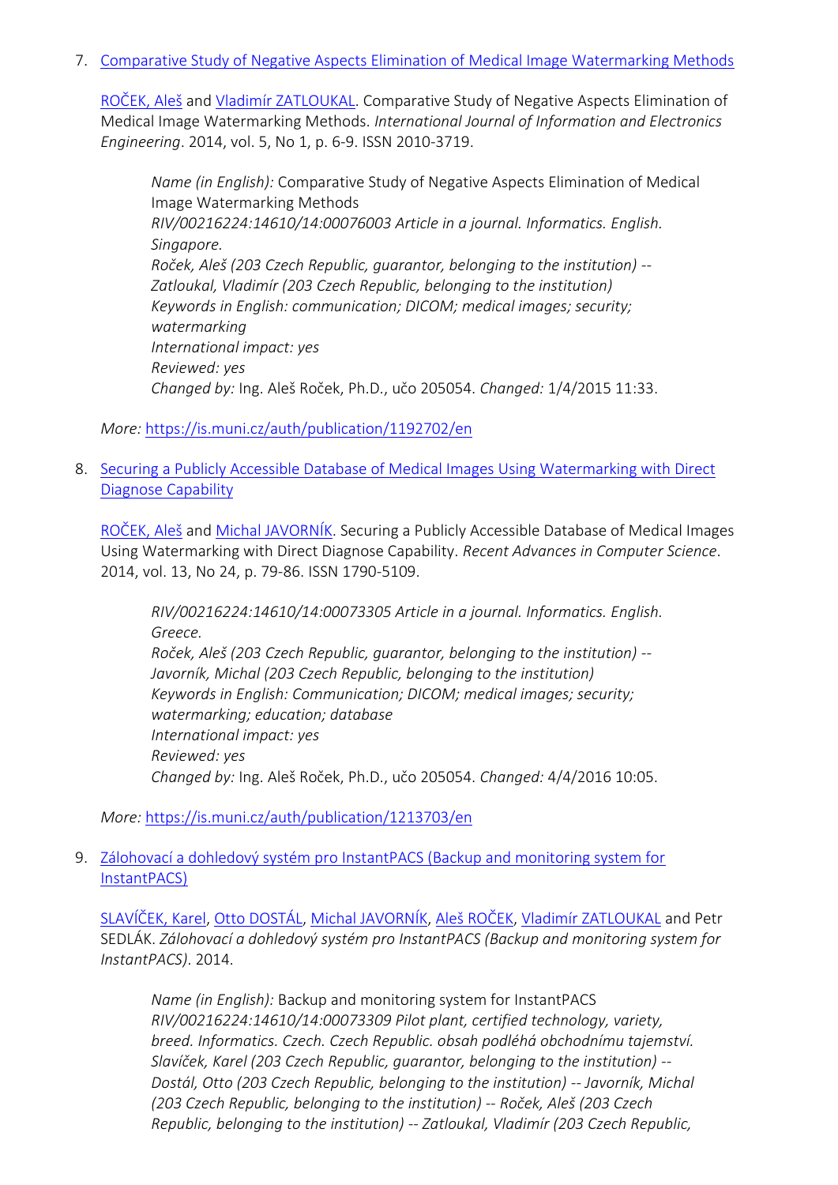7. [Comparative Study of Negative Aspects Elimination of Medical Image Watermarking Methods](https://is.muni.cz/auth/publication/1192702/en)

   [ROČEK, Aleš]() and [Vladimír ZATLOUKAL](). Comparative Study of Negative Aspects Elimination of Medical Image Watermarking Methods. *International Journal of Information and Electronics Engineering*. 2014, vol. 5, No 1, p. 6-9. ISSN 2010-3719.

   > *Name (in English):* Comparative Study of Negative Aspects Elimination of Medical Image Watermarking Methods
   > *RIV/00216224:14610/14:00076003 Article in a journal. Informatics. English. Singapore.*
   > *Roček, Aleš (203 Czech Republic, guarantor, belonging to the institution) -- Zatloukal, Vladimír (203 Czech Republic, belonging to the institution)*
   > *Keywords in English: communication; DICOM; medical images; security; watermarking*
   > *International impact: yes*
   > *Reviewed: yes*
   > *Changed by:* Ing. Aleš Roček, Ph.D., učo 205054. *Changed:* 1/4/2015 11:33.

   *More:* https://is.muni.cz/auth/publication/1192702/en

8. [Securing a Publicly Accessible Database of Medical Images Using Watermarking with Direct Diagnose Capability](https://is.muni.cz/auth/publication/1213703/en)

   [ROČEK, Aleš]() and [Michal JAVORNÍK](). Securing a Publicly Accessible Database of Medical Images Using Watermarking with Direct Diagnose Capability. *Recent Advances in Computer Science*. 2014, vol. 13, No 24, p. 79-86. ISSN 1790-5109.

   > *RIV/00216224:14610/14:00073305 Article in a journal. Informatics. English. Greece.*
   > *Roček, Aleš (203 Czech Republic, guarantor, belonging to the institution) -- Javorník, Michal (203 Czech Republic, belonging to the institution)*
   > *Keywords in English: Communication; DICOM; medical images; security; watermarking; education; database*
   > *International impact: yes*
   > *Reviewed: yes*
   > *Changed by:* Ing. Aleš Roček, Ph.D., učo 205054. *Changed:* 4/4/2016 10:05.

   *More:* https://is.muni.cz/auth/publication/1213703/en

9. [Zálohovací a dohledový systém pro InstantPACS (Backup and monitoring system for InstantPACS)]()

   [SLAVÍČEK, Karel](), [Otto DOSTÁL](), [Michal JAVORNÍK](), [Aleš ROČEK](), [Vladimír ZATLOUKAL]() and Petr SEDLÁK. *Zálohovací a dohledový systém pro InstantPACS (Backup and monitoring system for InstantPACS)*. 2014.

   > *Name (in English):* Backup and monitoring system for InstantPACS
   > *RIV/00216224:14610/14:00073309 Pilot plant, certified technology, variety, breed. Informatics. Czech. Czech Republic. obsah podléhá obchodnímu tajemství.*
   > *Slavíček, Karel (203 Czech Republic, guarantor, belonging to the institution) -- Dostál, Otto (203 Czech Republic, belonging to the institution) -- Javorník, Michal (203 Czech Republic, belonging to the institution) -- Roček, Aleš (203 Czech Republic, belonging to the institution) -- Zatloukal, Vladimír (203 Czech Republic,*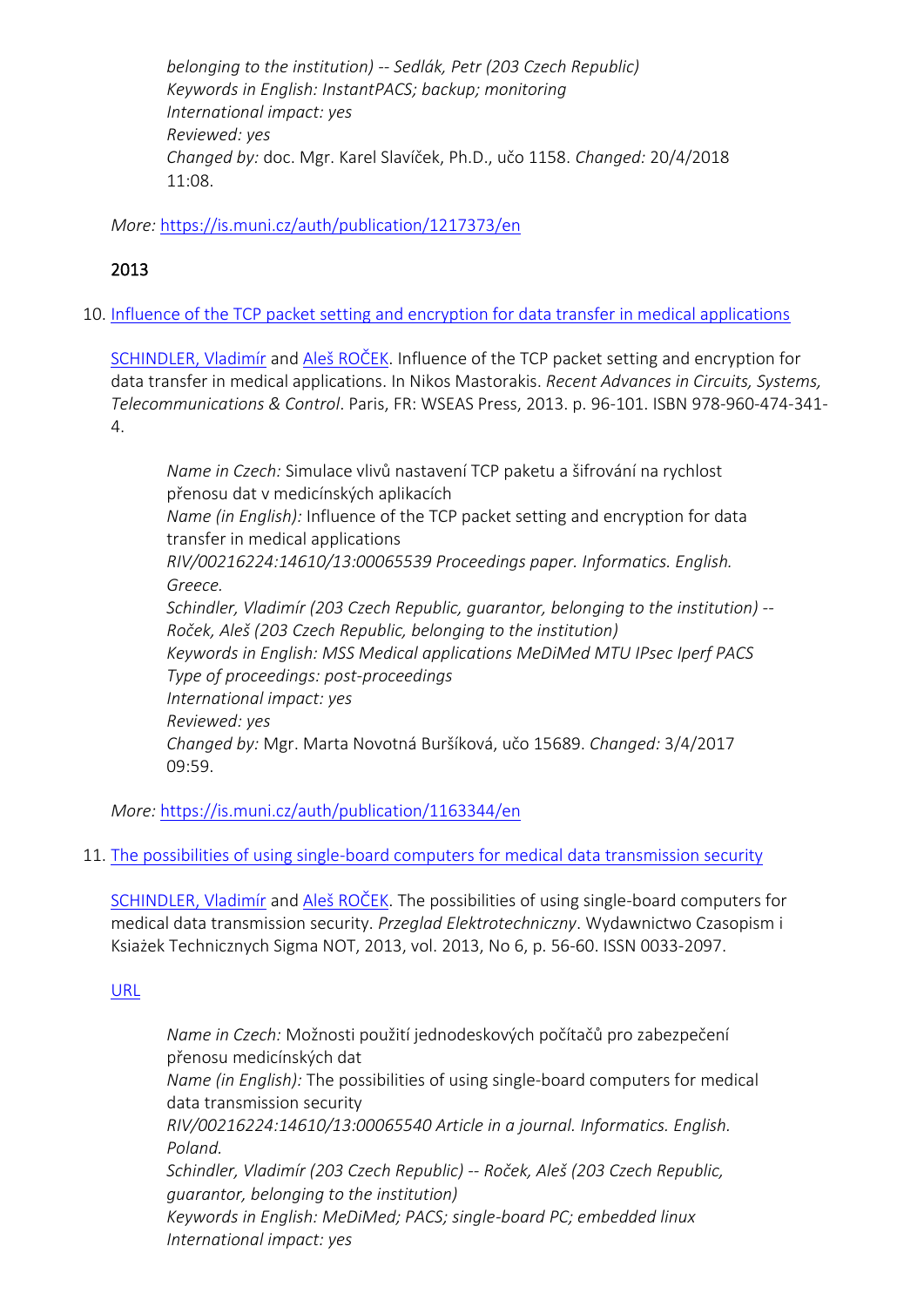*belonging to the institution) -- Sedlák, Petr (203 Czech Republic)*
*Keywords in English: InstantPACS; backup; monitoring*
*International impact: yes*
*Reviewed: yes*
*Changed by:* doc. Mgr. Karel Slavíček, Ph.D., učo 1158. *Changed:* 20/4/2018 11:08.

*More:* https://is.muni.cz/auth/publication/1217373/en

## 2013

10. Influence of the TCP packet setting and encryption for data transfer in medical applications

    SCHINDLER, Vladimír and Aleš ROČEK. Influence of the TCP packet setting and encryption for data transfer in medical applications. In Nikos Mastorakis. *Recent Advances in Circuits, Systems, Telecommunications & Control*. Paris, FR: WSEAS Press, 2013. p. 96-101. ISBN 978-960-474-341-4.

    > *Name in Czech:* Simulace vlivů nastavení TCP paketu a šifrování na rychlost přenosu dat v medicínských aplikacích
    > *Name (in English):* Influence of the TCP packet setting and encryption for data transfer in medical applications
    > *RIV/00216224:14610/13:00065539 Proceedings paper. Informatics. English. Greece.*
    > *Schindler, Vladimír (203 Czech Republic, guarantor, belonging to the institution) -- Roček, Aleš (203 Czech Republic, belonging to the institution)*
    > *Keywords in English: MSS Medical applications MeDiMed MTU IPsec Iperf PACS*
    > *Type of proceedings: post-proceedings*
    > *International impact: yes*
    > *Reviewed: yes*
    > *Changed by:* Mgr. Marta Novotná Buršíková, učo 15689. *Changed:* 3/4/2017 09:59.

    *More:* https://is.muni.cz/auth/publication/1163344/en

11. The possibilities of using single-board computers for medical data transmission security

    SCHINDLER, Vladimír and Aleš ROČEK. The possibilities of using single-board computers for medical data transmission security. *Przeglad Elektrotechniczny*. Wydawnictwo Czasopism i Ksiażek Technicznych Sigma NOT, 2013, vol. 2013, No 6, p. 56-60. ISSN 0033-2097.

    URL

    > *Name in Czech:* Možnosti použití jednodeskových počítačů pro zabezpečení přenosu medicínských dat
    > *Name (in English):* The possibilities of using single-board computers for medical data transmission security
    > *RIV/00216224:14610/13:00065540 Article in a journal. Informatics. English. Poland.*
    > *Schindler, Vladimír (203 Czech Republic) -- Roček, Aleš (203 Czech Republic, guarantor, belonging to the institution)*
    > *Keywords in English: MeDiMed; PACS; single-board PC; embedded linux*
    > *International impact: yes*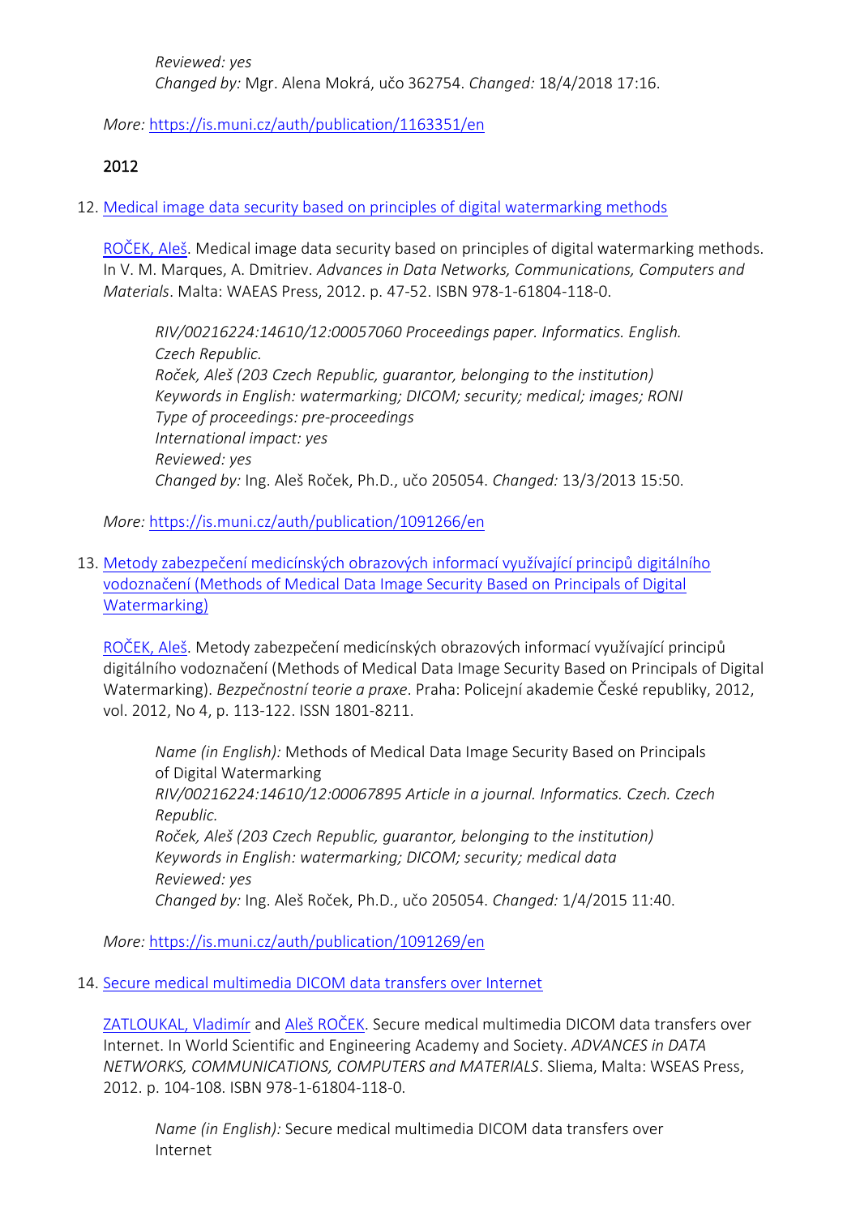*Reviewed:* yes
*Changed by:* Mgr. Alena Mokrá, učo 362754. *Changed:* 18/4/2018 17:16.

*More:* https://is.muni.cz/auth/publication/1163351/en

## 2012

12. [Medical image data security based on principles of digital watermarking methods](https://is.muni.cz/auth/publication/1091266/en)

    [ROČEK, Aleš](). Medical image data security based on principles of digital watermarking methods. In V. M. Marques, A. Dmitriev. *Advances in Data Networks, Communications, Computers and Materials*. Malta: WAEAS Press, 2012. p. 47-52. ISBN 978-1-61804-118-0.

    > *RIV/00216224:14610/12:00057060 Proceedings paper. Informatics. English. Czech Republic.*
    > *Roček, Aleš (203 Czech Republic, guarantor, belonging to the institution)*
    > *Keywords in English: watermarking; DICOM; security; medical; images; RONI*
    > *Type of proceedings: pre-proceedings*
    > *International impact: yes*
    > *Reviewed: yes*
    > *Changed by:* Ing. Aleš Roček, Ph.D., učo 205054. *Changed:* 13/3/2013 15:50.

    *More:* https://is.muni.cz/auth/publication/1091266/en

13. [Metody zabezpečení medicínských obrazových informací využívající principů digitálního vodoznačení (Methods of Medical Data Image Security Based on Principals of Digital Watermarking)](https://is.muni.cz/auth/publication/1091269/en)

    [ROČEK, Aleš](). Metody zabezpečení medicínských obrazových informací využívající principů digitálního vodoznačení (Methods of Medical Data Image Security Based on Principals of Digital Watermarking). *Bezpečnostní teorie a praxe*. Praha: Policejní akademie České republiky, 2012, vol. 2012, No 4, p. 113-122. ISSN 1801-8211.

    > *Name (in English):* Methods of Medical Data Image Security Based on Principals of Digital Watermarking
    > *RIV/00216224:14610/12:00067895 Article in a journal. Informatics. Czech. Czech Republic.*
    > *Roček, Aleš (203 Czech Republic, guarantor, belonging to the institution)*
    > *Keywords in English: watermarking; DICOM; security; medical data*
    > *Reviewed: yes*
    > *Changed by:* Ing. Aleš Roček, Ph.D., učo 205054. *Changed:* 1/4/2015 11:40.

    *More:* https://is.muni.cz/auth/publication/1091269/en

14. [Secure medical multimedia DICOM data transfers over Internet]()

    [ZATLOUKAL, Vladimír]() and [Aleš ROČEK](). Secure medical multimedia DICOM data transfers over Internet. In World Scientific and Engineering Academy and Society. *ADVANCES in DATA NETWORKS, COMMUNICATIONS, COMPUTERS and MATERIALS*. Sliema, Malta: WSEAS Press, 2012. p. 104-108. ISBN 978-1-61804-118-0.

    > *Name (in English):* Secure medical multimedia DICOM data transfers over Internet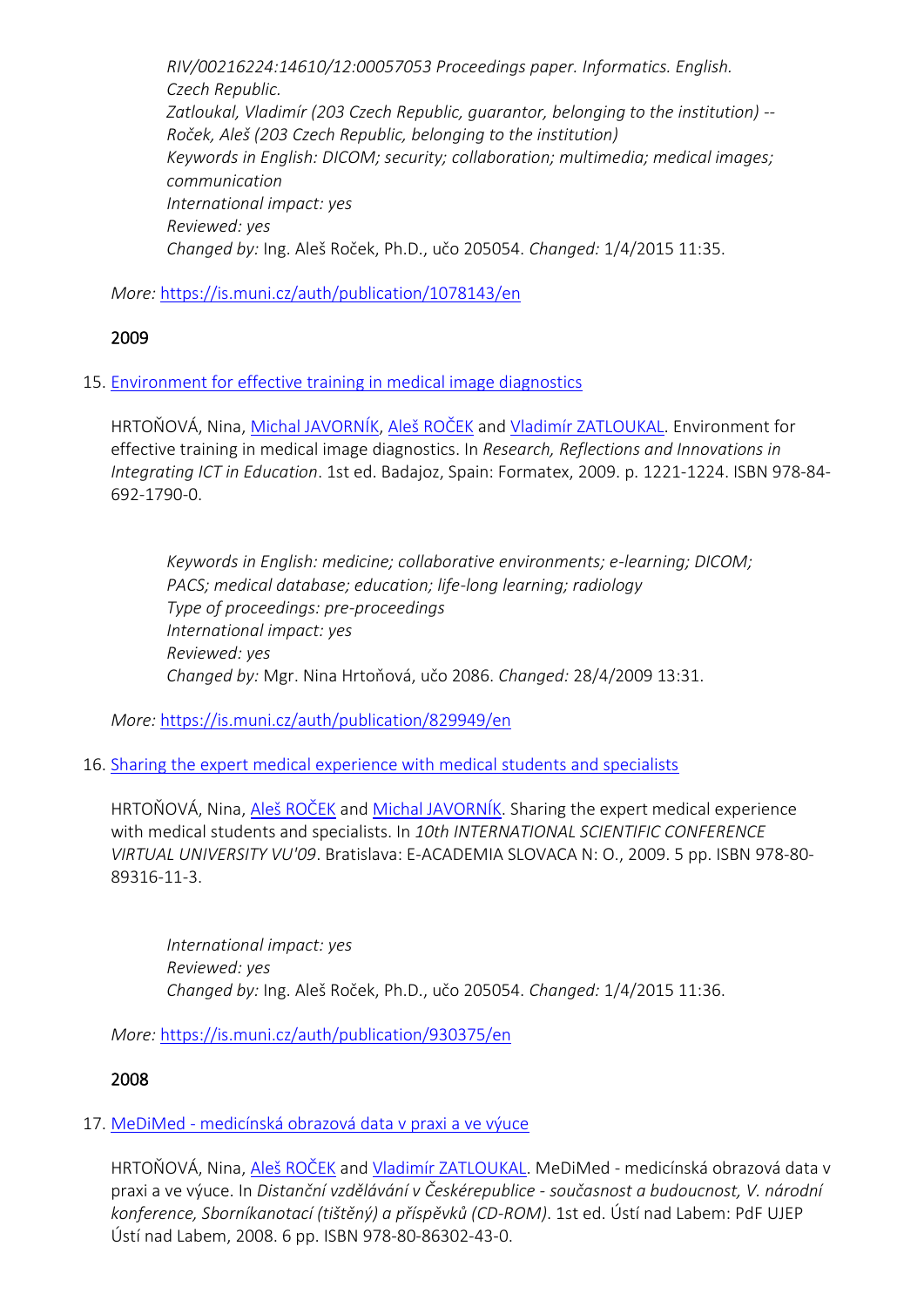*RIV/00216224:14610/12:00057053 Proceedings paper. Informatics. English. Czech Republic.*
*Zatloukal, Vladimír (203 Czech Republic, guarantor, belonging to the institution) -- Roček, Aleš (203 Czech Republic, belonging to the institution)*
*Keywords in English: DICOM; security; collaboration; multimedia; medical images; communication*
*International impact: yes*
*Reviewed: yes*
*Changed by:* Ing. Aleš Roček, Ph.D., učo 205054. *Changed:* 1/4/2015 11:35.

*More:* https://is.muni.cz/auth/publication/1078143/en

## 2009

15. Environment for effective training in medical image diagnostics

    HRTOŇOVÁ, Nina, Michal JAVORNÍK, Aleš ROČEK and Vladimír ZATLOUKAL. Environment for effective training in medical image diagnostics. In *Research, Reflections and Innovations in Integrating ICT in Education*. 1st ed. Badajoz, Spain: Formatex, 2009. p. 1221-1224. ISBN 978-84-692-1790-0.

    *Keywords in English: medicine; collaborative environments; e-learning; DICOM; PACS; medical database; education; life-long learning; radiology*
    *Type of proceedings: pre-proceedings*
    *International impact: yes*
    *Reviewed: yes*
    *Changed by:* Mgr. Nina Hrtoňová, učo 2086. *Changed:* 28/4/2009 13:31.

    *More:* https://is.muni.cz/auth/publication/829949/en

16. Sharing the expert medical experience with medical students and specialists

    HRTOŇOVÁ, Nina, Aleš ROČEK and Michal JAVORNÍK. Sharing the expert medical experience with medical students and specialists. In *10th INTERNATIONAL SCIENTIFIC CONFERENCE VIRTUAL UNIVERSITY VU'09*. Bratislava: E-ACADEMIA SLOVACA N: O., 2009. 5 pp. ISBN 978-80-89316-11-3.

    *International impact: yes*
    *Reviewed: yes*
    *Changed by:* Ing. Aleš Roček, Ph.D., učo 205054. *Changed:* 1/4/2015 11:36.

    *More:* https://is.muni.cz/auth/publication/930375/en

## 2008

17. MeDiMed - medicínská obrazová data v praxi a ve výuce

    HRTOŇOVÁ, Nina, Aleš ROČEK and Vladimír ZATLOUKAL. MeDiMed - medicínská obrazová data v praxi a ve výuce. In *Distanční vzdělávání v Českérepublice - současnost a budoucnost, V. národní konference, Sborníkanotací (tištěný) a příspěvků (CD-ROM)*. 1st ed. Ústí nad Labem: PdF UJEP Ústí nad Labem, 2008. 6 pp. ISBN 978-80-86302-43-0.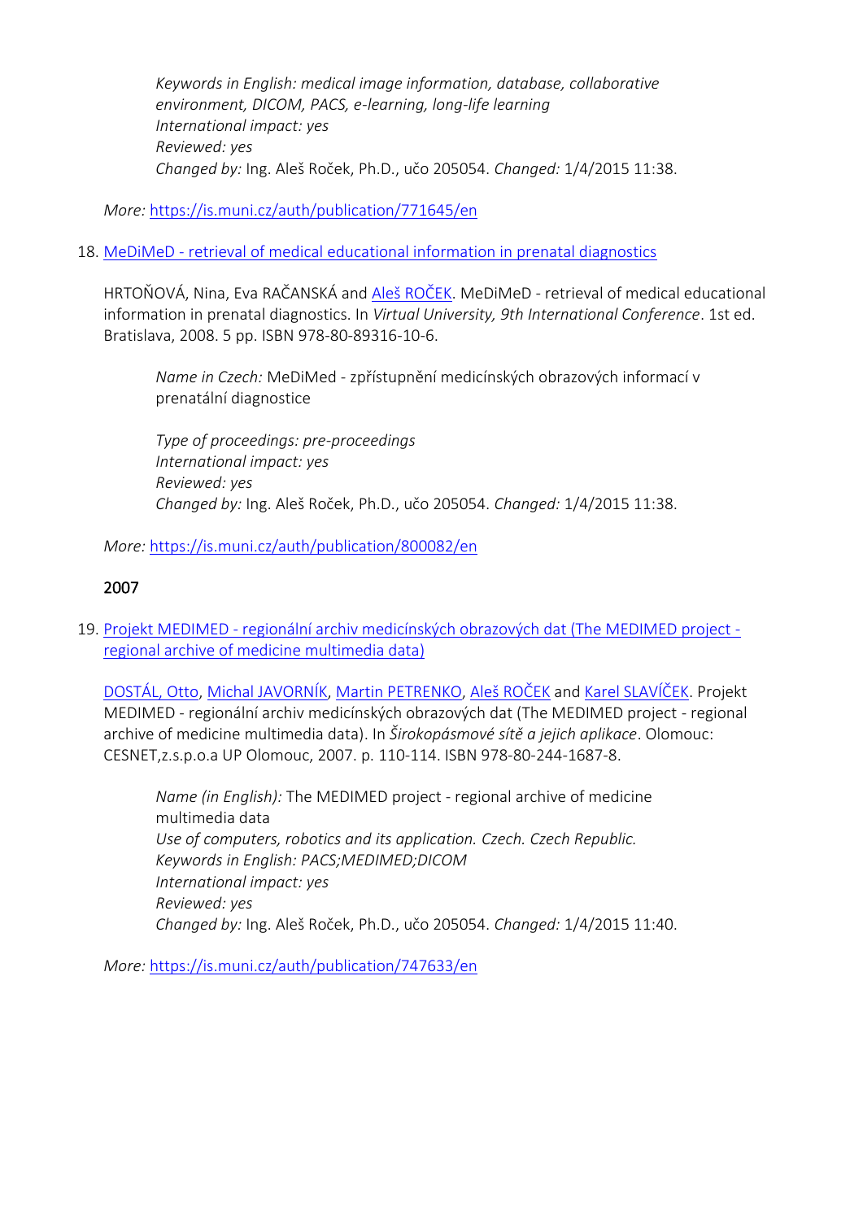*Keywords in English: medical image information, database, collaborative environment, DICOM, PACS, e-learning, long-life learning*
*International impact: yes*
*Reviewed: yes*
*Changed by:* Ing. Aleš Roček, Ph.D., učo 205054. *Changed:* 1/4/2015 11:38.

*More:* https://is.muni.cz/auth/publication/771645/en

18. [MeDiMeD - retrieval of medical educational information in prenatal diagnostics](https://is.muni.cz/auth/publication/800082/en)

    HRTOŇOVÁ, Nina, Eva RAČANSKÁ and Aleš ROČEK. MeDiMeD - retrieval of medical educational information in prenatal diagnostics. In *Virtual University, 9th International Conference*. 1st ed. Bratislava, 2008. 5 pp. ISBN 978-80-89316-10-6.

    *Name in Czech:* MeDiMed - zpřístupnění medicínských obrazových informací v prenatální diagnostice

    *Type of proceedings: pre-proceedings*
    *International impact: yes*
    *Reviewed: yes*
    *Changed by:* Ing. Aleš Roček, Ph.D., učo 205054. *Changed:* 1/4/2015 11:38.

    *More:* https://is.muni.cz/auth/publication/800082/en

## 2007

19. [Projekt MEDIMED - regionální archiv medicínských obrazových dat (The MEDIMED project - regional archive of medicine multimedia data)](https://is.muni.cz/auth/publication/747633/en)

    DOSTÁL, Otto, Michal JAVORNÍK, Martin PETRENKO, Aleš ROČEK and Karel SLAVÍČEK. Projekt MEDIMED - regionální archiv medicínských obrazových dat (The MEDIMED project - regional archive of medicine multimedia data). In *Širokopásmové sítě a jejich aplikace*. Olomouc: CESNET,z.s.p.o.a UP Olomouc, 2007. p. 110-114. ISBN 978-80-244-1687-8.

    *Name (in English):* The MEDIMED project - regional archive of medicine multimedia data
    *Use of computers, robotics and its application. Czech. Czech Republic.*
    *Keywords in English: PACS;MEDIMED;DICOM*
    *International impact: yes*
    *Reviewed: yes*
    *Changed by:* Ing. Aleš Roček, Ph.D., učo 205054. *Changed:* 1/4/2015 11:40.

    *More:* https://is.muni.cz/auth/publication/747633/en